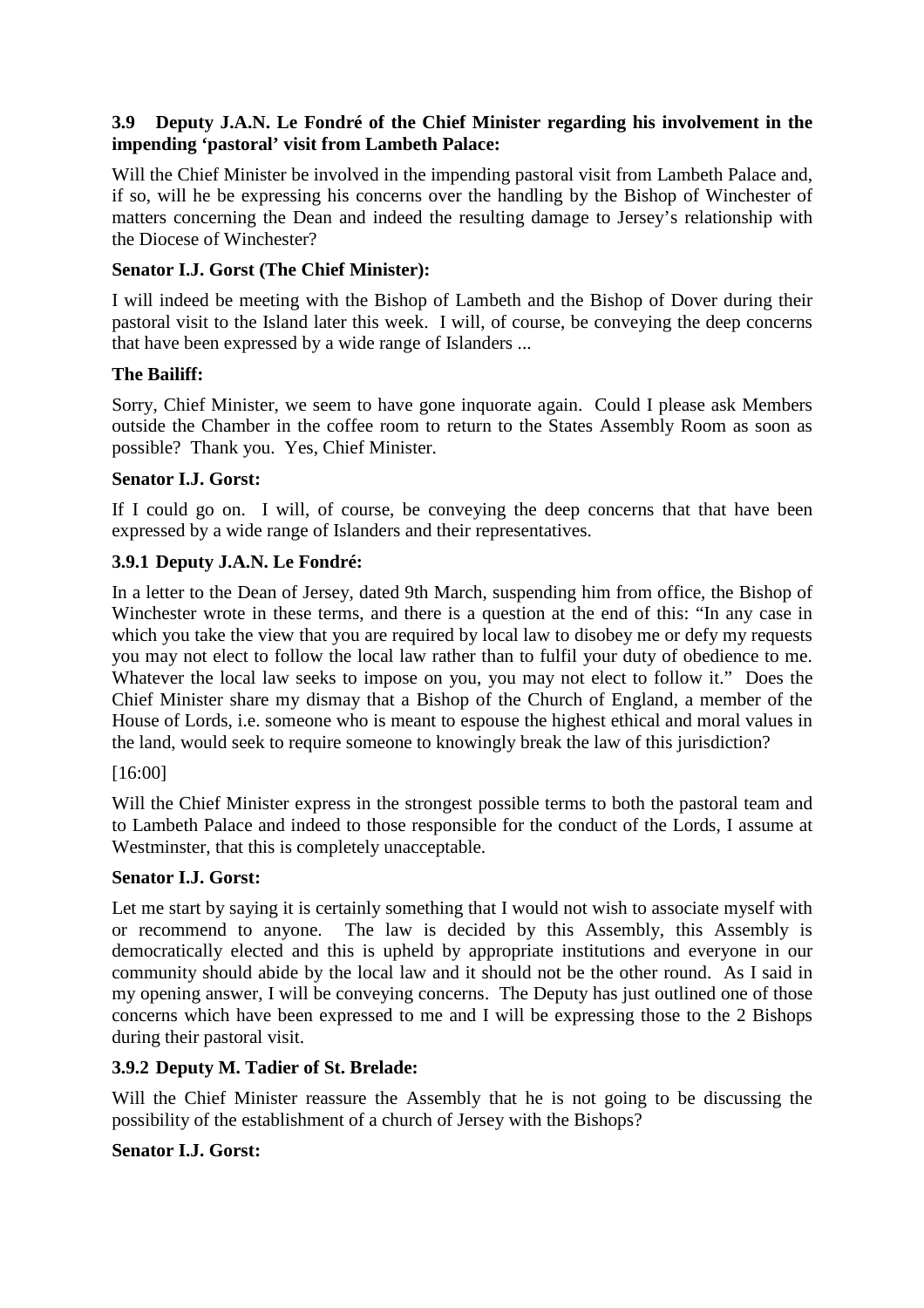### 3.9 Deputy J.A.N. Le Fondré of the Chief Minister regarding his involvement in the impending 'pastoral' visit from Lambeth Palace:

Will the Chief Minister be involved in the impending pastoral visit from Lambeth Palace and, if so, will he be expressing his concerns over the handling by the Bishop of Winchester of matters concerning the Dean and indeed the resulting damage to Jersey's relationship with the Diocese of Winchester?

**Senator I.J. Gorst (The Chief Minister):**

I will indeed be meeting with the Bishop of Lambeth and the Bishop of Dover during their pastoral visit to the Island later this week. I will, of course, be conveying the deep concerns that have been expressed by a wide range of Islanders ...

**The Bailiff:**

Sorry, Chief Minister, we seem to have gone inquorate again. Could I please ask Members outside the Chamber in the coffee room to return to the States Assembly Room as soon as possible? Thank you. Yes, Chief Minister.

**Senator I.J. Gorst:**

If I could go on. I will, of course, be conveying the deep concerns that that have been expressed by a wide range of Islanders and their representatives.

### 3.9.1 Deputy J.A.N. Le Fondré:

In a letter to the Dean of Jersey, dated 9th March, suspending him from office, the Bishop of Winchester wrote in these terms, and there is a question at the end of this: "In any case in which you take the view that you are required by local law to disobey me or defy my requests you may not elect to follow the local law rather than to fulfil your duty of obedience to me. Whatever the local law seeks to impose on you, you may not elect to follow it." Does the Chief Minister share my dismay that a Bishop of the Church of England, a member of the House of Lords, i.e. someone who is meant to espouse the highest ethical and moral values in the land, would seek to require someone to knowingly break the law of this jurisdiction?

[16:00]

Will the Chief Minister express in the strongest possible terms to both the pastoral team and to Lambeth Palace and indeed to those responsible for the conduct of the Lords, I assume at Westminster, that this is completely unacceptable.

**Senator I.J. Gorst:**

Let me start by saying it is certainly something that I would not wish to associate myself with or recommend to anyone. The law is decided by this Assembly, this Assembly is democratically elected and this is upheld by appropriate institutions and everyone in our community should abide by the local law and it should not be the other round. As I said in my opening answer, I will be conveying concerns. The Deputy has just outlined one of those concerns which have been expressed to me and I will be expressing those to the 2 Bishops during their pastoral visit.

### 3.9.2 Deputy M. Tadier of St. Brelade:

Will the Chief Minister reassure the Assembly that he is not going to be discussing the possibility of the establishment of a church of Jersey with the Bishops?

**Senator I.J. Gorst:**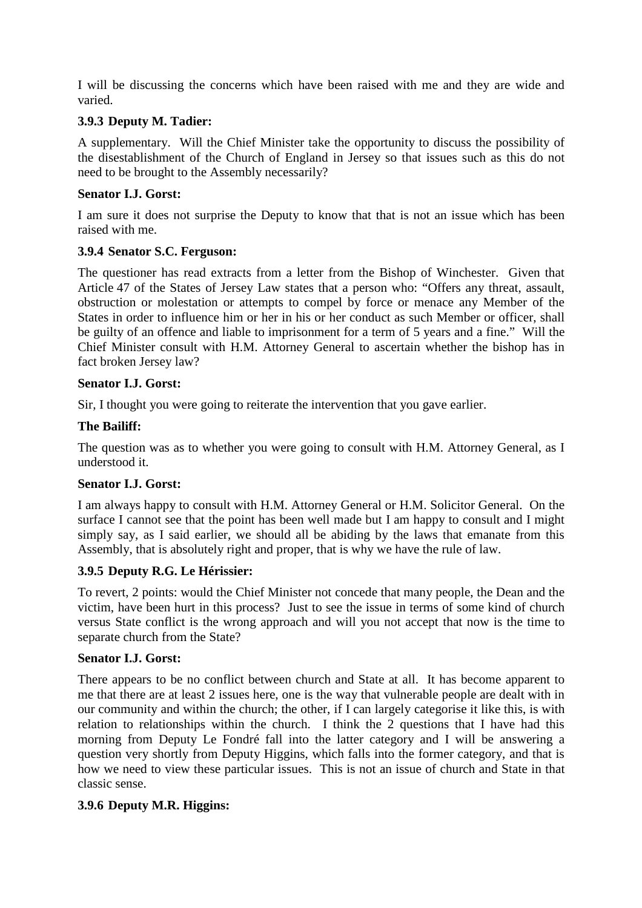I will be discussing the concerns which have been raised with me and they are wide and varied.

### 3.9.3 Deputy M. Tadier:

A supplementary. Will the Chief Minister take the opportunity to discuss the possibility of the disestablishment of the Church of England in Jersey so that issues such as this do not need to be brought to the Assembly necessarily?

**Senator I.J. Gorst:**

I am sure it does not surprise the Deputy to know that that is not an issue which has been raised with me.

### 3.9.4 Senator S.C. Ferguson:

The questioner has read extracts from a letter from the Bishop of Winchester. Given that Article 47 of the States of Jersey Law states that a person who: "Offers any threat, assault, obstruction or molestation or attempts to compel by force or menace any Member of the States in order to influence him or her in his or her conduct as such Member or officer, shall be guilty of an offence and liable to imprisonment for a term of 5 years and a fine." Will the Chief Minister consult with H.M. Attorney General to ascertain whether the bishop has in fact broken Jersey law?

**Senator I.J. Gorst:**

Sir, I thought you were going to reiterate the intervention that you gave earlier.

**The Bailiff:**

The question was as to whether you were going to consult with H.M. Attorney General, as I understood it.

**Senator I.J. Gorst:**

I am always happy to consult with H.M. Attorney General or H.M. Solicitor General. On the surface I cannot see that the point has been well made but I am happy to consult and I might simply say, as I said earlier, we should all be abiding by the laws that emanate from this Assembly, that is absolutely right and proper, that is why we have the rule of law.

### 3.9.5 Deputy R.G. Le Hérissier:

To revert, 2 points: would the Chief Minister not concede that many people, the Dean and the victim, have been hurt in this process? Just to see the issue in terms of some kind of church versus State conflict is the wrong approach and will you not accept that now is the time to separate church from the State?

**Senator I.J. Gorst:**

There appears to be no conflict between church and State at all. It has become apparent to me that there are at least 2 issues here, one is the way that vulnerable people are dealt with in our community and within the church; the other, if I can largely categorise it like this, is with relation to relationships within the church. I think the 2 questions that I have had this morning from Deputy Le Fondré fall into the latter category and I will be answering a question very shortly from Deputy Higgins, which falls into the former category, and that is how we need to view these particular issues. This is not an issue of church and State in that classic sense.

### 3.9.6 Deputy M.R. Higgins: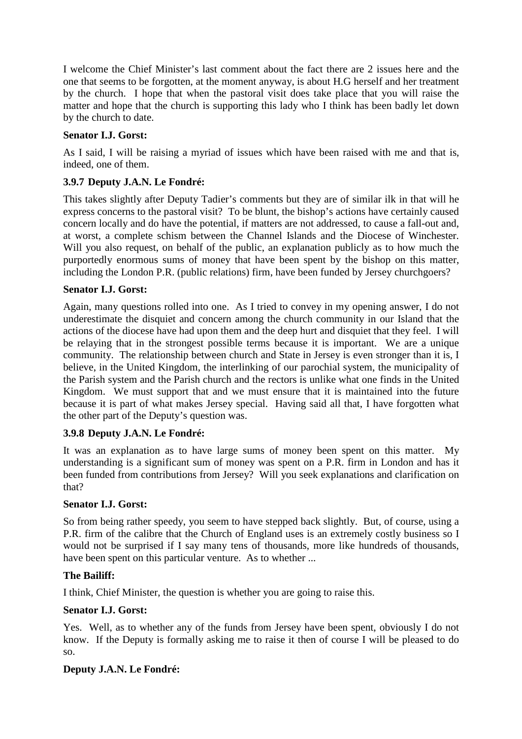I welcome the Chief Minister's last comment about the fact there are 2 issues here and the one that seems to be forgotten, at the moment anyway, is about H.G herself and her treatment by the church. I hope that when the pastoral visit does take place that you will raise the matter and hope that the church is supporting this lady who I think has been badly let down by the church to date.

**Senator I.J. Gorst:**

As I said, I will be raising a myriad of issues which have been raised with me and that is, indeed, one of them.

**3.9.7 Deputy J.A.N. Le Fondré:**

This takes slightly after Deputy Tadier's comments but they are of similar ilk in that will he express concerns to the pastoral visit? To be blunt, the bishop's actions have certainly caused concern locally and do have the potential, if matters are not addressed, to cause a fall-out and, at worst, a complete schism between the Channel Islands and the Diocese of Winchester. Will you also request, on behalf of the public, an explanation publicly as to how much the purportedly enormous sums of money that have been spent by the bishop on this matter, including the London P.R. (public relations) firm, have been funded by Jersey churchgoers?

**Senator I.J. Gorst:**

Again, many questions rolled into one. As I tried to convey in my opening answer, I do not underestimate the disquiet and concern among the church community in our Island that the actions of the diocese have had upon them and the deep hurt and disquiet that they feel. I will be relaying that in the strongest possible terms because it is important. We are a unique community. The relationship between church and State in Jersey is even stronger than it is, I believe, in the United Kingdom, the interlinking of our parochial system, the municipality of the Parish system and the Parish church and the rectors is unlike what one finds in the United Kingdom. We must support that and we must ensure that it is maintained into the future because it is part of what makes Jersey special. Having said all that, I have forgotten what the other part of the Deputy's question was.

**3.9.8 Deputy J.A.N. Le Fondré:**

It was an explanation as to have large sums of money been spent on this matter. My understanding is a significant sum of money was spent on a P.R. firm in London and has it been funded from contributions from Jersey? Will you seek explanations and clarification on that?

**Senator I.J. Gorst:**

So from being rather speedy, you seem to have stepped back slightly. But, of course, using a P.R. firm of the calibre that the Church of England uses is an extremely costly business so I would not be surprised if I say many tens of thousands, more like hundreds of thousands, have been spent on this particular venture. As to whether ...

**The Bailiff:**

I think, Chief Minister, the question is whether you are going to raise this.

**Senator I.J. Gorst:**

Yes. Well, as to whether any of the funds from Jersey have been spent, obviously I do not know. If the Deputy is formally asking me to raise it then of course I will be pleased to do so.

**Deputy J.A.N. Le Fondré:**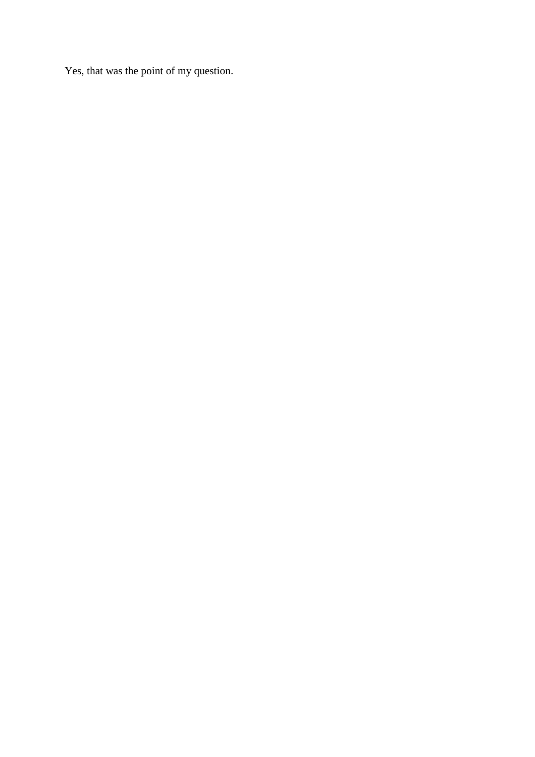Yes, that was the point of my question.